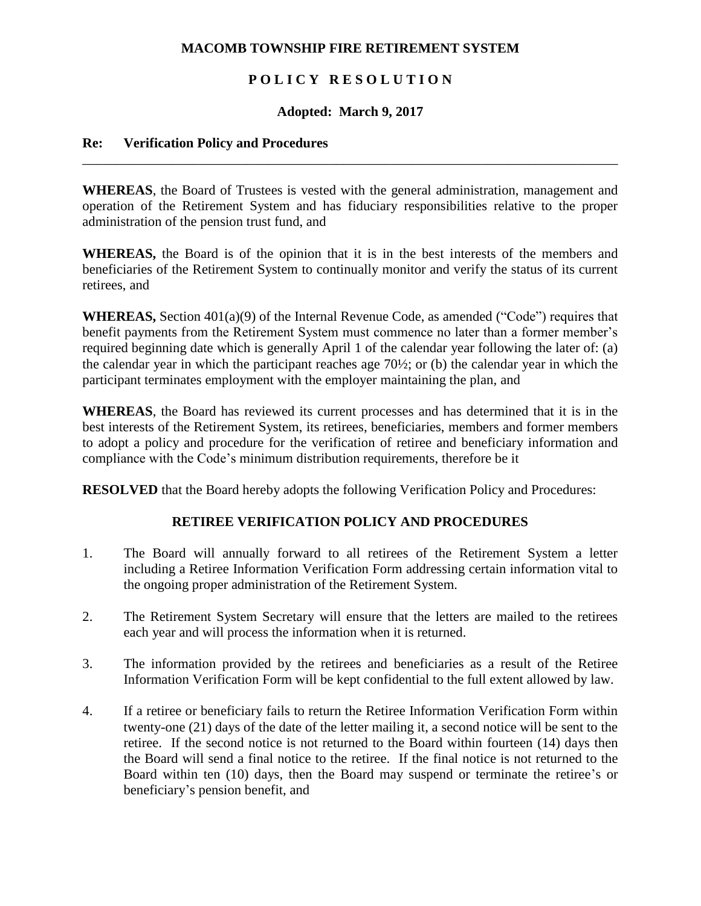**MACOMB TOWNSHIP FIRE RETIREMENT SYSTEM**

**P O L I C Y R E S O L U T I O N**

**Adopted: March 9, 2017**

**Re: Verification Policy and Procedures**

---

**WHEREAS**, the Board of Trustees is vested with the general administration, management and operation of the Retirement System and has fiduciary responsibilities relative to the proper administration of the pension trust fund, and

**WHEREAS,** the Board is of the opinion that it is in the best interests of the members and beneficiaries of the Retirement System to continually monitor and verify the status of its current retirees, and

**WHEREAS,** Section 401(a)(9) of the Internal Revenue Code, as amended ("Code") requires that benefit payments from the Retirement System must commence no later than a former member's required beginning date which is generally April 1 of the calendar year following the later of: (a) the calendar year in which the participant reaches age 70½; or (b) the calendar year in which the participant terminates employment with the employer maintaining the plan, and

**WHEREAS**, the Board has reviewed its current processes and has determined that it is in the best interests of the Retirement System, its retirees, beneficiaries, members and former members to adopt a policy and procedure for the verification of retiree and beneficiary information and compliance with the Code's minimum distribution requirements, therefore be it

**RESOLVED** that the Board hereby adopts the following Verification Policy and Procedures:

**RETIREE VERIFICATION POLICY AND PROCEDURES**

1. The Board will annually forward to all retirees of the Retirement System a letter including a Retiree Information Verification Form addressing certain information vital to the ongoing proper administration of the Retirement System.

2. The Retirement System Secretary will ensure that the letters are mailed to the retirees each year and will process the information when it is returned.

3. The information provided by the retirees and beneficiaries as a result of the Retiree Information Verification Form will be kept confidential to the full extent allowed by law.

4. If a retiree or beneficiary fails to return the Retiree Information Verification Form within twenty-one (21) days of the date of the letter mailing it, a second notice will be sent to the retiree. If the second notice is not returned to the Board within fourteen (14) days then the Board will send a final notice to the retiree. If the final notice is not returned to the Board within ten (10) days, then the Board may suspend or terminate the retiree's or beneficiary's pension benefit, and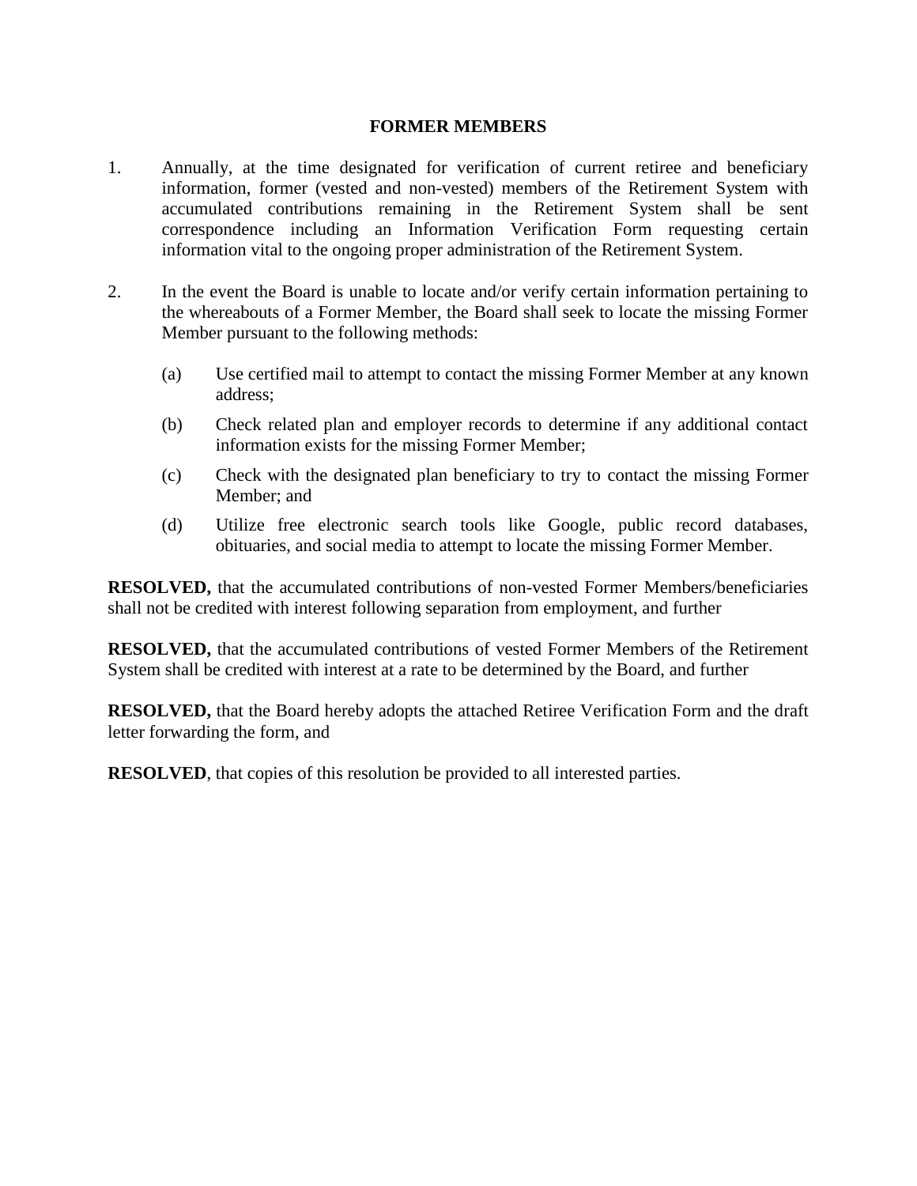## FORMER MEMBERS

1. Annually, at the time designated for verification of current retiree and beneficiary information, former (vested and non-vested) members of the Retirement System with accumulated contributions remaining in the Retirement System shall be sent correspondence including an Information Verification Form requesting certain information vital to the ongoing proper administration of the Retirement System.

2. In the event the Board is unable to locate and/or verify certain information pertaining to the whereabouts of a Former Member, the Board shall seek to locate the missing Former Member pursuant to the following methods:

   (a) Use certified mail to attempt to contact the missing Former Member at any known address;

   (b) Check related plan and employer records to determine if any additional contact information exists for the missing Former Member;

   (c) Check with the designated plan beneficiary to try to contact the missing Former Member; and

   (d) Utilize free electronic search tools like Google, public record databases, obituaries, and social media to attempt to locate the missing Former Member.

**RESOLVED,** that the accumulated contributions of non-vested Former Members/beneficiaries shall not be credited with interest following separation from employment, and further

**RESOLVED,** that the accumulated contributions of vested Former Members of the Retirement System shall be credited with interest at a rate to be determined by the Board, and further

**RESOLVED,** that the Board hereby adopts the attached Retiree Verification Form and the draft letter forwarding the form, and

**RESOLVED**, that copies of this resolution be provided to all interested parties.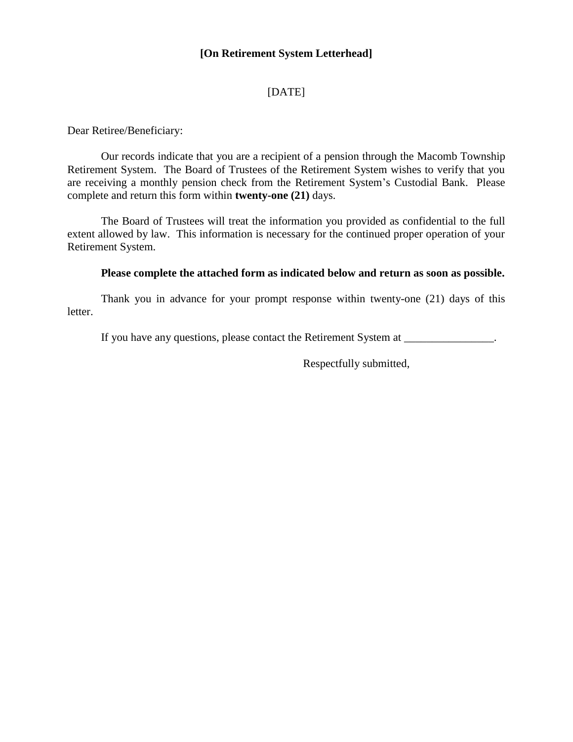**[On Retirement System Letterhead]**

[DATE]

Dear Retiree/Beneficiary:

Our records indicate that you are a recipient of a pension through the Macomb Township Retirement System. The Board of Trustees of the Retirement System wishes to verify that you are receiving a monthly pension check from the Retirement System's Custodial Bank. Please complete and return this form within **twenty-one (21)** days.

The Board of Trustees will treat the information you provided as confidential to the full extent allowed by law. This information is necessary for the continued proper operation of your Retirement System.

**Please complete the attached form as indicated below and return as soon as possible.**

Thank you in advance for your prompt response within twenty-one (21) days of this letter.

If you have any questions, please contact the Retirement System at ________________.

Respectfully submitted,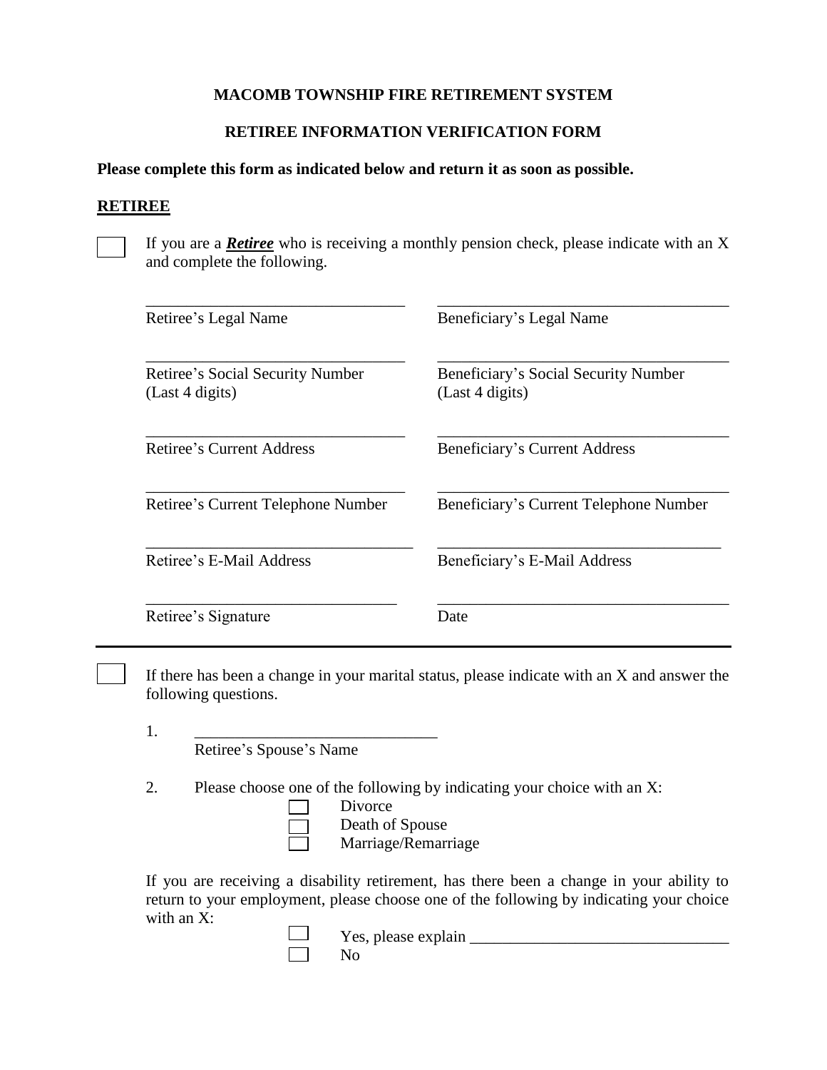**MACOMB TOWNSHIP FIRE RETIREMENT SYSTEM**

**RETIREE INFORMATION VERIFICATION FORM**

**Please complete this form as indicated below and return it as soon as possible.**

**RETIREE**

☐ If you are a ***Retiree*** who is receiving a monthly pension check, please indicate with an X and complete the following.

| | |
|---|---|
| ______________________________ | ______________________________ |
| Retiree's Legal Name | Beneficiary's Legal Name |
| ______________________________ | ______________________________ |
| Retiree's Social Security Number (Last 4 digits) | Beneficiary's Social Security Number (Last 4 digits) |
| ______________________________ | ______________________________ |
| Retiree's Current Address | Beneficiary's Current Address |
| ______________________________ | ______________________________ |
| Retiree's Current Telephone Number | Beneficiary's Current Telephone Number |
| ______________________________ | ______________________________ |
| Retiree's E-Mail Address | Beneficiary's E-Mail Address |
| ______________________________ | ______________________________ |
| Retiree's Signature | Date |

---

☐ If there has been a change in your marital status, please indicate with an X and answer the following questions.

1. ______________________________
   Retiree's Spouse's Name

2. Please choose one of the following by indicating your choice with an X:
   - ☐ Divorce
   - ☐ Death of Spouse
   - ☐ Marriage/Remarriage

If you are receiving a disability retirement, has there been a change in your ability to return to your employment, please choose one of the following by indicating your choice with an X:

- ☐ Yes, please explain ______________________________
- ☐ No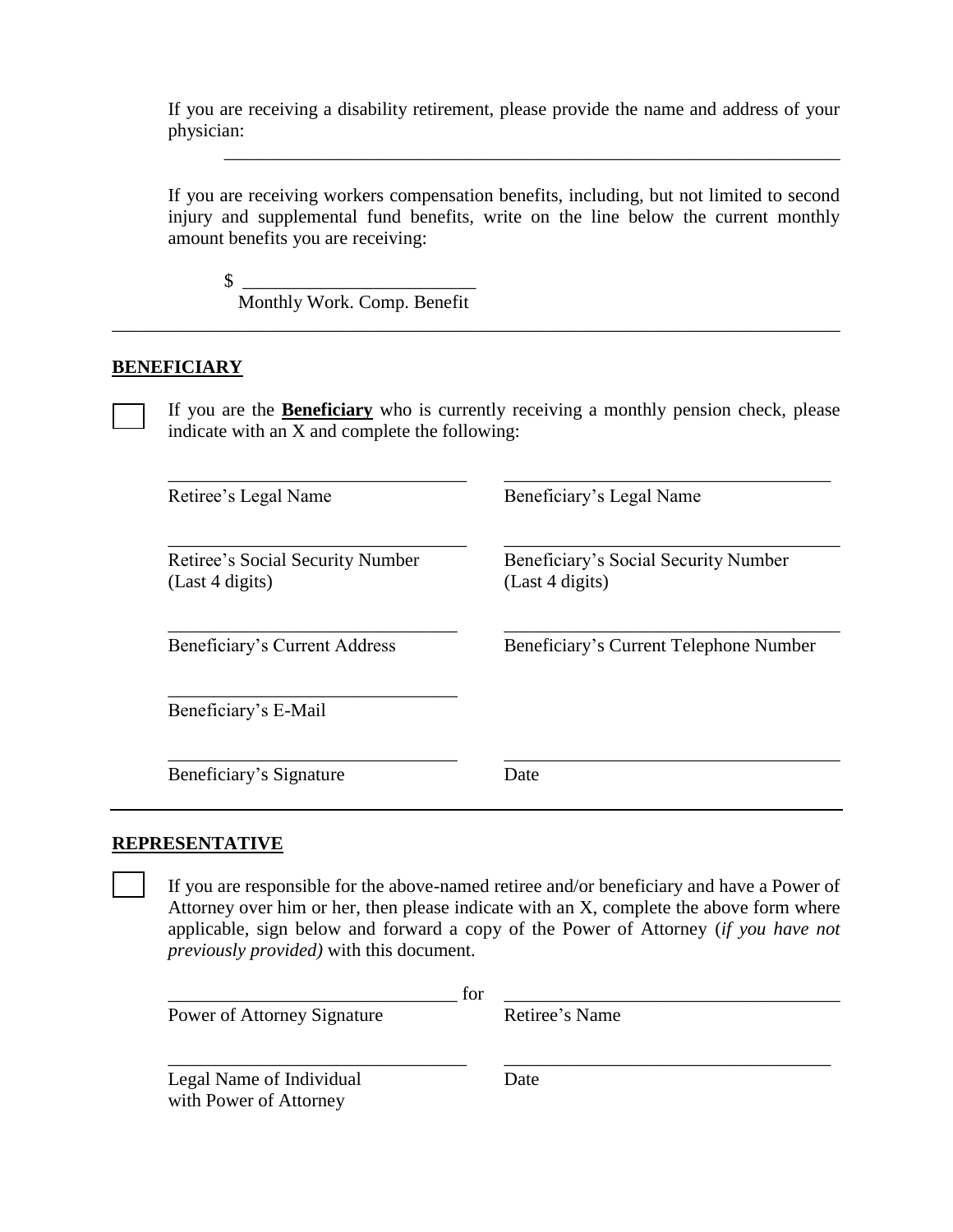If you are receiving a disability retirement, please provide the name and address of your physician:

_______________________________________________________________

If you are receiving workers compensation benefits, including, but not limited to second injury and supplemental fund benefits, write on the line below the current monthly amount benefits you are receiving:

$ ________________________
Monthly Work. Comp. Benefit

---

## BENEFICIARY

☐ If you are the **Beneficiary** who is currently receiving a monthly pension check, please indicate with an X and complete the following:

| | |
|---|---|
| ______________________________<br>Retiree's Legal Name | ______________________________<br>Beneficiary's Legal Name |
| ______________________________<br>Retiree's Social Security Number (Last 4 digits) | ______________________________<br>Beneficiary's Social Security Number (Last 4 digits) |
| ______________________________<br>Beneficiary's Current Address | ______________________________<br>Beneficiary's Current Telephone Number |
| ______________________________<br>Beneficiary's E-Mail | |
| ______________________________<br>Beneficiary's Signature | ______________________________<br>Date |

---

## REPRESENTATIVE

☐ If you are responsible for the above-named retiree and/or beneficiary and have a Power of Attorney over him or her, then please indicate with an X, complete the above form where applicable, sign below and forward a copy of the Power of Attorney (*if you have not previously provided)* with this document.

| | |
|---|---|
| ______________________________ for<br>Power of Attorney Signature | ______________________________<br>Retiree's Name |
| ______________________________<br>Legal Name of Individual with Power of Attorney | ______________________________<br>Date |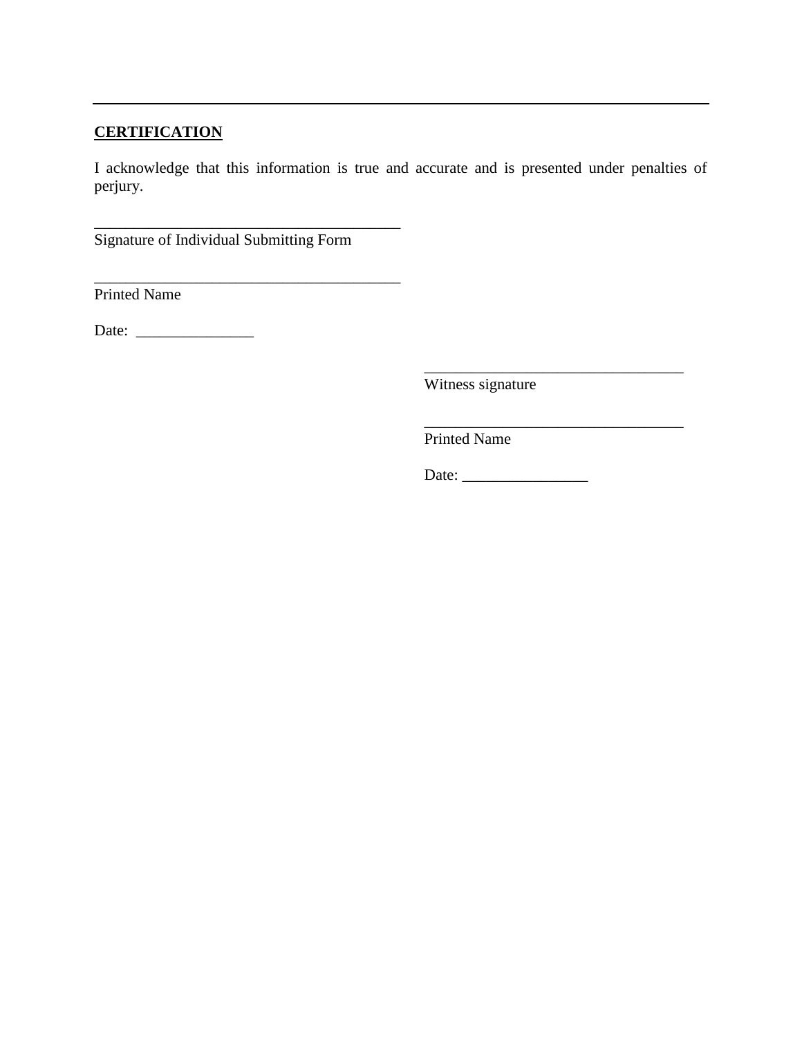---

**CERTIFICATION**

I acknowledge that this information is true and accurate and is presented under penalties of perjury.

________________________________________
Signature of Individual Submitting Form

________________________________________
Printed Name

Date: _______________

__________________________________
Witness signature

__________________________________
Printed Name

Date: ________________